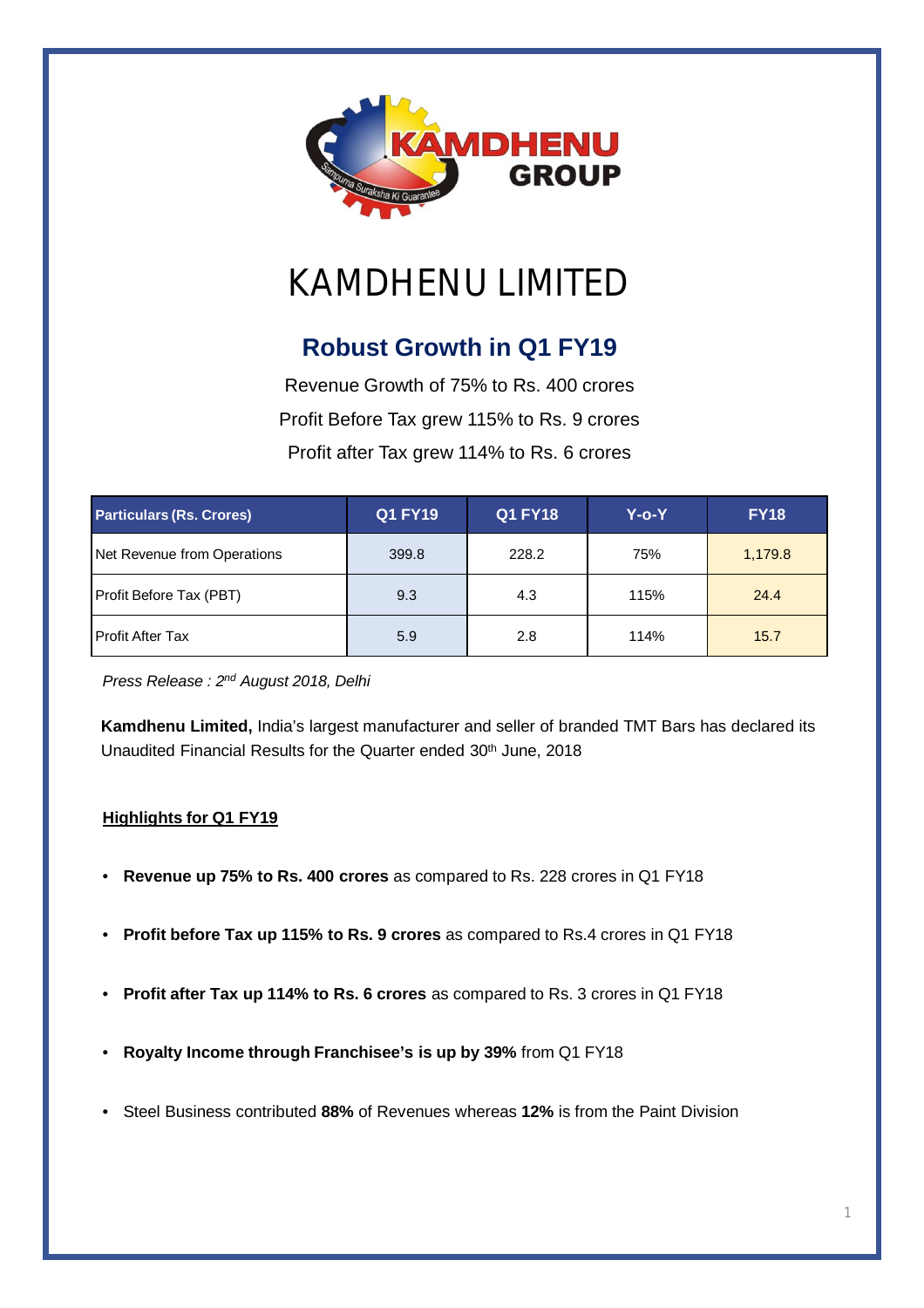# KAMDHENU LIMITED

## Robust Growth in Q1 FY19

Revenue Growth of 75% to Rs. 400 crores

Profit Before Tax grew 115% to Rs. 9 crores

Profit after Tax grew 114% to Rs. 6 crores

| Particulars (Rs. Crores) | Q1 FY19 | Q1 FY18 | Y-o-Y | FY18 |
|---|---|---|---|---|
| Net Revenue from Operations | 399.8 | 228.2 | 75% | 1,179.8 |
| Profit Before Tax (PBT) | 9.3 | 4.3 | 115% | 24.4 |
| Profit After Tax | 5.9 | 2.8 | 114% | 15.7 |

*Press Release : 2nd August 2018, Delhi*

**Kamdhenu Limited,** India's largest manufacturer and seller of branded TMT Bars has declared its Unaudited Financial Results for the Quarter ended 30th June, 2018

**Highlights for Q1 FY19**

- **Revenue up 75% to Rs. 400 crores** as compared to Rs. 228 crores in Q1 FY18
- **Profit before Tax up 115% to Rs. 9 crores** as compared to Rs.4 crores in Q1 FY18
- **Profit after Tax up 114% to Rs. 6 crores** as compared to Rs. 3 crores in Q1 FY18
- **Royalty Income through Franchisee's is up by 39%** from Q1 FY18
- Steel Business contributed **88%** of Revenues whereas **12%** is from the Paint Division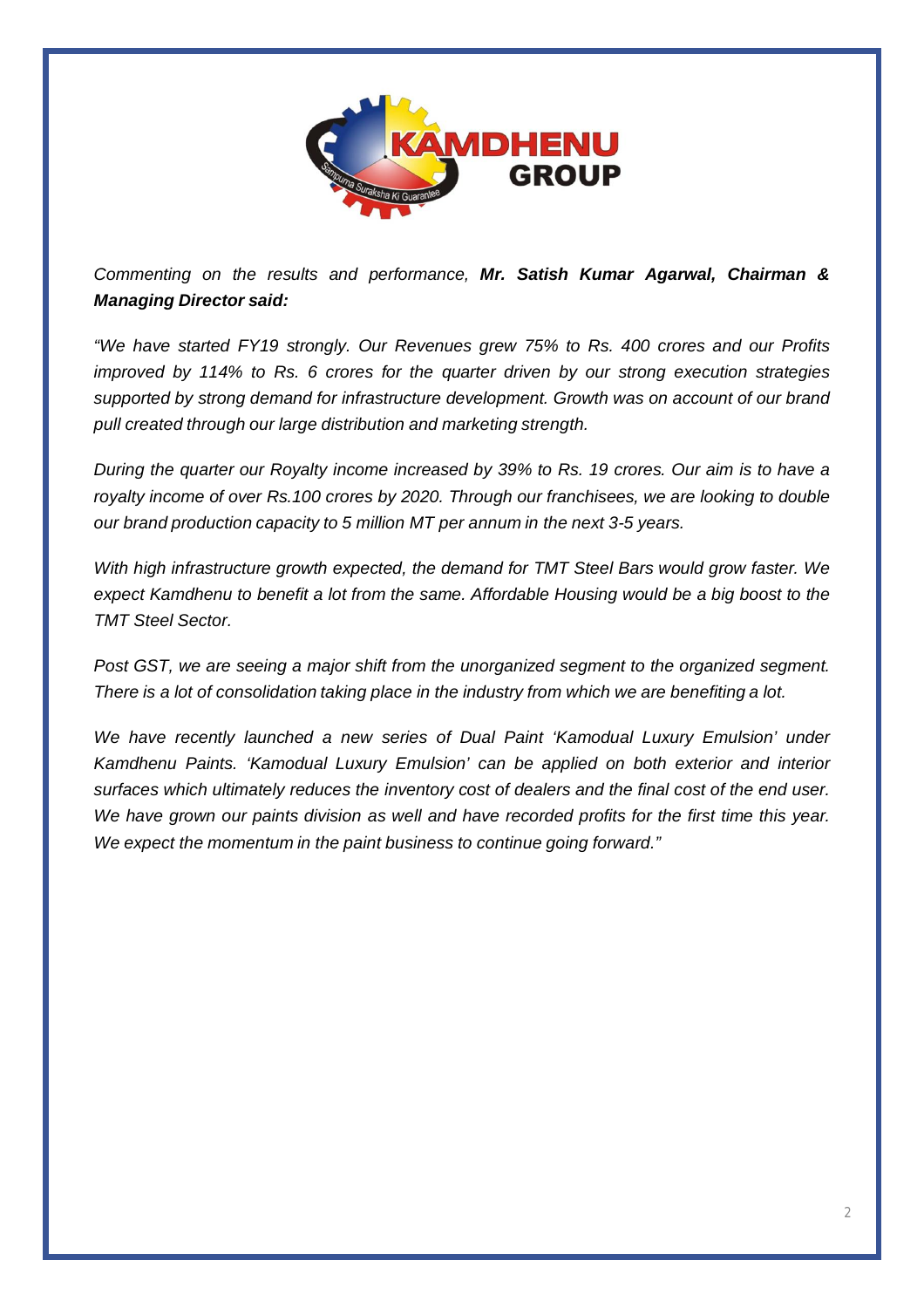*Commenting on the results and performance, **Mr. Satish Kumar Agarwal, Chairman & Managing Director said:***

*"We have started FY19 strongly. Our Revenues grew 75% to Rs. 400 crores and our Profits improved by 114% to Rs. 6 crores for the quarter driven by our strong execution strategies supported by strong demand for infrastructure development. Growth was on account of our brand pull created through our large distribution and marketing strength.*

*During the quarter our Royalty income increased by 39% to Rs. 19 crores. Our aim is to have a royalty income of over Rs.100 crores by 2020. Through our franchisees, we are looking to double our brand production capacity to 5 million MT per annum in the next 3-5 years.*

*With high infrastructure growth expected, the demand for TMT Steel Bars would grow faster. We expect Kamdhenu to benefit a lot from the same. Affordable Housing would be a big boost to the TMT Steel Sector.*

*Post GST, we are seeing a major shift from the unorganized segment to the organized segment. There is a lot of consolidation taking place in the industry from which we are benefiting a lot.*

*We have recently launched a new series of Dual Paint 'Kamodual Luxury Emulsion' under Kamdhenu Paints. 'Kamodual Luxury Emulsion' can be applied on both exterior and interior surfaces which ultimately reduces the inventory cost of dealers and the final cost of the end user. We have grown our paints division as well and have recorded profits for the first time this year. We expect the momentum in the paint business to continue going forward."*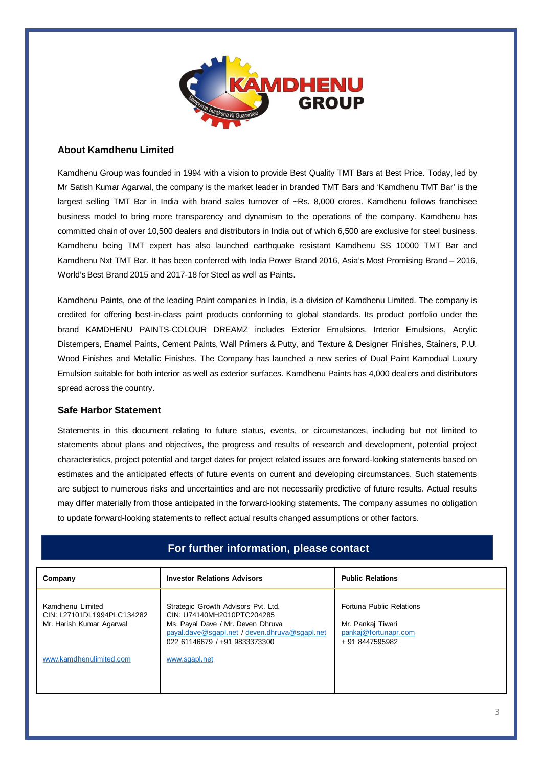## About Kamdhenu Limited

Kamdhenu Group was founded in 1994 with a vision to provide Best Quality TMT Bars at Best Price. Today, led by Mr Satish Kumar Agarwal, the company is the market leader in branded TMT Bars and 'Kamdhenu TMT Bar' is the largest selling TMT Bar in India with brand sales turnover of ~Rs. 8,000 crores. Kamdhenu follows franchisee business model to bring more transparency and dynamism to the operations of the company. Kamdhenu has committed chain of over 10,500 dealers and distributors in India out of which 6,500 are exclusive for steel business. Kamdhenu being TMT expert has also launched earthquake resistant Kamdhenu SS 10000 TMT Bar and Kamdhenu Nxt TMT Bar. It has been conferred with India Power Brand 2016, Asia's Most Promising Brand – 2016, World's Best Brand 2015 and 2017-18 for Steel as well as Paints.

Kamdhenu Paints, one of the leading Paint companies in India, is a division of Kamdhenu Limited. The company is credited for offering best-in-class paint products conforming to global standards. Its product portfolio under the brand KAMDHENU PAINTS-COLOUR DREAMZ includes Exterior Emulsions, Interior Emulsions, Acrylic Distempers, Enamel Paints, Cement Paints, Wall Primers & Putty, and Texture & Designer Finishes, Stainers, P.U. Wood Finishes and Metallic Finishes. The Company has launched a new series of Dual Paint Kamodual Luxury Emulsion suitable for both interior as well as exterior surfaces. Kamdhenu Paints has 4,000 dealers and distributors spread across the country.

## Safe Harbor Statement

Statements in this document relating to future status, events, or circumstances, including but not limited to statements about plans and objectives, the progress and results of research and development, potential project characteristics, project potential and target dates for project related issues are forward-looking statements based on estimates and the anticipated effects of future events on current and developing circumstances. Such statements are subject to numerous risks and uncertainties and are not necessarily predictive of future results. Actual results may differ materially from those anticipated in the forward-looking statements. The company assumes no obligation to update forward-looking statements to reflect actual results changed assumptions or other factors.

## For further information, please contact

| Company | Investor Relations Advisors | Public Relations |
|---|---|---|
| Kamdhenu Limited<br>CIN: L27101DL1994PLC134282<br>Mr. Harish Kumar Agarwal<br><br>www.kamdhenulimited.com | Strategic Growth Advisors Pvt. Ltd.<br>CIN: U74140MH2010PTC204285<br>Ms. Payal Dave / Mr. Deven Dhruva<br>payal.dave@sgapl.net / deven.dhruva@sgapl.net<br>022 61146679 / +91 9833373300<br><br>www.sgapl.net | Fortuna Public Relations<br><br>Mr. Pankaj Tiwari<br>pankaj@fortunapr.com<br>+ 91 8447595982 |